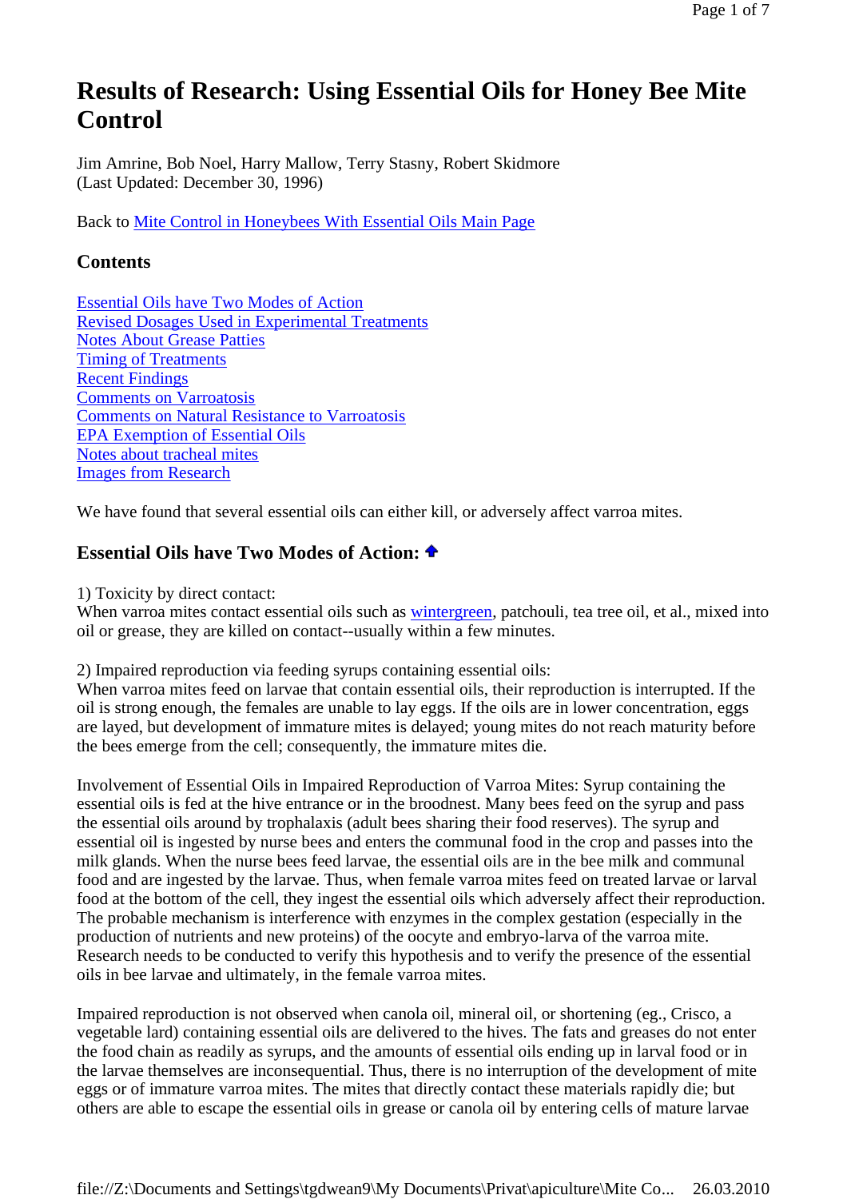# Results of Research: Using Essential Oils for Honey Bee Mite Control

Jim Amrine, Bob Noel, Harry Mallow, Terry Stasny, Robert Skidmore
(Last Updated: December 30, 1996)

Back to Mite Control in Honeybees With Essential Oils Main Page

## Contents

Essential Oils have Two Modes of Action
Revised Dosages Used in Experimental Treatments
Notes About Grease Patties
Timing of Treatments
Recent Findings
Comments on Varroatosis
Comments on Natural Resistance to Varroatosis
EPA Exemption of Essential Oils
Notes about tracheal mites
Images from Research

We have found that several essential oils can either kill, or adversely affect varroa mites.

## Essential Oils have Two Modes of Action:

1) Toxicity by direct contact:
When varroa mites contact essential oils such as wintergreen, patchouli, tea tree oil, et al., mixed into oil or grease, they are killed on contact--usually within a few minutes.

2) Impaired reproduction via feeding syrups containing essential oils:
When varroa mites feed on larvae that contain essential oils, their reproduction is interrupted. If the oil is strong enough, the females are unable to lay eggs. If the oils are in lower concentration, eggs are layed, but development of immature mites is delayed; young mites do not reach maturity before the bees emerge from the cell; consequently, the immature mites die.

Involvement of Essential Oils in Impaired Reproduction of Varroa Mites: Syrup containing the essential oils is fed at the hive entrance or in the broodnest. Many bees feed on the syrup and pass the essential oils around by trophalaxis (adult bees sharing their food reserves). The syrup and essential oil is ingested by nurse bees and enters the communal food in the crop and passes into the milk glands. When the nurse bees feed larvae, the essential oils are in the bee milk and communal food and are ingested by the larvae. Thus, when female varroa mites feed on treated larvae or larval food at the bottom of the cell, they ingest the essential oils which adversely affect their reproduction. The probable mechanism is interference with enzymes in the complex gestation (especially in the production of nutrients and new proteins) of the oocyte and embryo-larva of the varroa mite. Research needs to be conducted to verify this hypothesis and to verify the presence of the essential oils in bee larvae and ultimately, in the female varroa mites.

Impaired reproduction is not observed when canola oil, mineral oil, or shortening (eg., Crisco, a vegetable lard) containing essential oils are delivered to the hives. The fats and greases do not enter the food chain as readily as syrups, and the amounts of essential oils ending up in larval food or in the larvae themselves are inconsequential. Thus, there is no interruption of the development of mite eggs or of immature varroa mites. The mites that directly contact these materials rapidly die; but others are able to escape the essential oils in grease or canola oil by entering cells of mature larvae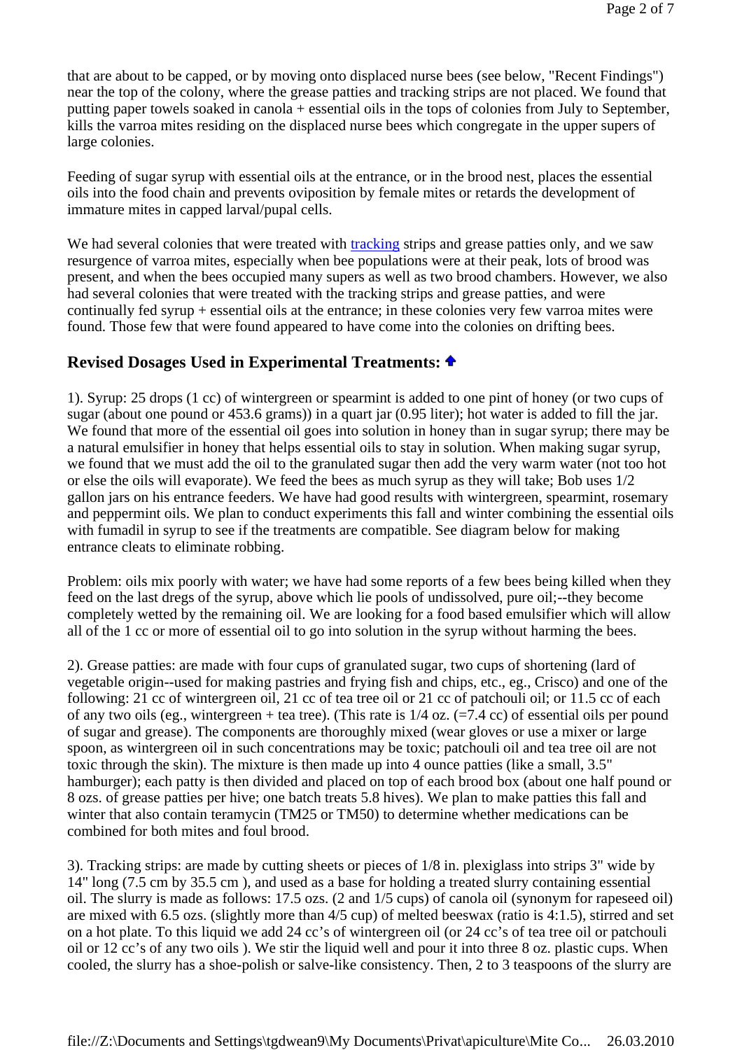that are about to be capped, or by moving onto displaced nurse bees (see below, "Recent Findings") near the top of the colony, where the grease patties and tracking strips are not placed. We found that putting paper towels soaked in canola + essential oils in the tops of colonies from July to September, kills the varroa mites residing on the displaced nurse bees which congregate in the upper supers of large colonies.

Feeding of sugar syrup with essential oils at the entrance, or in the brood nest, places the essential oils into the food chain and prevents oviposition by female mites or retards the development of immature mites in capped larval/pupal cells.

We had several colonies that were treated with tracking strips and grease patties only, and we saw resurgence of varroa mites, especially when bee populations were at their peak, lots of brood was present, and when the bees occupied many supers as well as two brood chambers. However, we also had several colonies that were treated with the tracking strips and grease patties, and were continually fed syrup + essential oils at the entrance; in these colonies very few varroa mites were found. Those few that were found appeared to have come into the colonies on drifting bees.

## Revised Dosages Used in Experimental Treatments:

1). Syrup: 25 drops (1 cc) of wintergreen or spearmint is added to one pint of honey (or two cups of sugar (about one pound or 453.6 grams)) in a quart jar (0.95 liter); hot water is added to fill the jar. We found that more of the essential oil goes into solution in honey than in sugar syrup; there may be a natural emulsifier in honey that helps essential oils to stay in solution. When making sugar syrup, we found that we must add the oil to the granulated sugar then add the very warm water (not too hot or else the oils will evaporate). We feed the bees as much syrup as they will take; Bob uses 1/2 gallon jars on his entrance feeders. We have had good results with wintergreen, spearmint, rosemary and peppermint oils. We plan to conduct experiments this fall and winter combining the essential oils with fumadil in syrup to see if the treatments are compatible. See diagram below for making entrance cleats to eliminate robbing.

Problem: oils mix poorly with water; we have had some reports of a few bees being killed when they feed on the last dregs of the syrup, above which lie pools of undissolved, pure oil;--they become completely wetted by the remaining oil. We are looking for a food based emulsifier which will allow all of the 1 cc or more of essential oil to go into solution in the syrup without harming the bees.

2). Grease patties: are made with four cups of granulated sugar, two cups of shortening (lard of vegetable origin--used for making pastries and frying fish and chips, etc., eg., Crisco) and one of the following: 21 cc of wintergreen oil, 21 cc of tea tree oil or 21 cc of patchouli oil; or 11.5 cc of each of any two oils (eg., wintergreen + tea tree). (This rate is 1/4 oz. (=7.4 cc) of essential oils per pound of sugar and grease). The components are thoroughly mixed (wear gloves or use a mixer or large spoon, as wintergreen oil in such concentrations may be toxic; patchouli oil and tea tree oil are not toxic through the skin). The mixture is then made up into 4 ounce patties (like a small, 3.5" hamburger); each patty is then divided and placed on top of each brood box (about one half pound or 8 ozs. of grease patties per hive; one batch treats 5.8 hives). We plan to make patties this fall and winter that also contain teramycin (TM25 or TM50) to determine whether medications can be combined for both mites and foul brood.

3). Tracking strips: are made by cutting sheets or pieces of 1/8 in. plexiglass into strips 3" wide by 14" long (7.5 cm by 35.5 cm ), and used as a base for holding a treated slurry containing essential oil. The slurry is made as follows: 17.5 ozs. (2 and 1/5 cups) of canola oil (synonym for rapeseed oil) are mixed with 6.5 ozs. (slightly more than 4/5 cup) of melted beeswax (ratio is 4:1.5), stirred and set on a hot plate. To this liquid we add 24 cc's of wintergreen oil (or 24 cc's of tea tree oil or patchouli oil or 12 cc's of any two oils ). We stir the liquid well and pour it into three 8 oz. plastic cups. When cooled, the slurry has a shoe-polish or salve-like consistency. Then, 2 to 3 teaspoons of the slurry are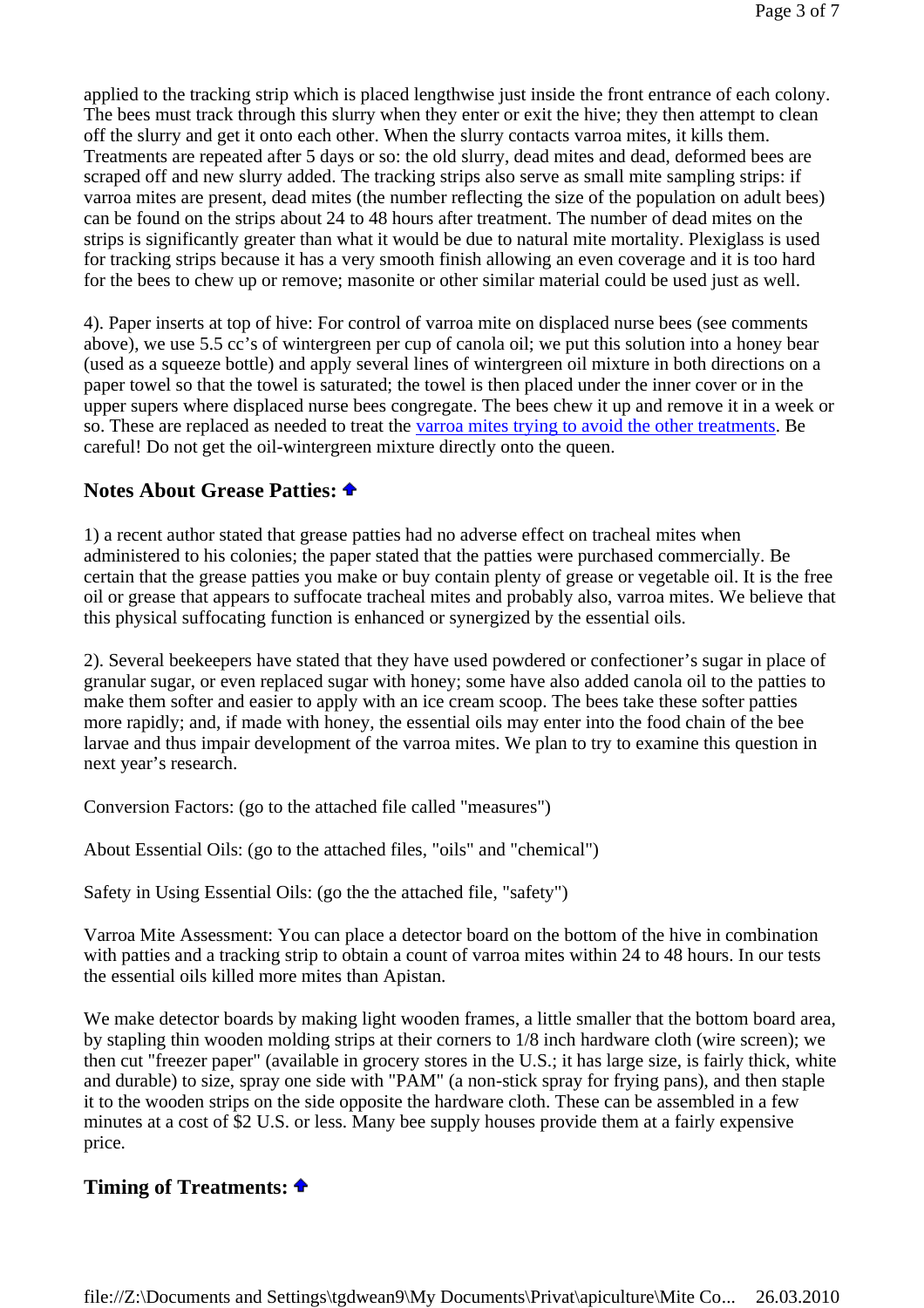applied to the tracking strip which is placed lengthwise just inside the front entrance of each colony. The bees must track through this slurry when they enter or exit the hive; they then attempt to clean off the slurry and get it onto each other. When the slurry contacts varroa mites, it kills them. Treatments are repeated after 5 days or so: the old slurry, dead mites and dead, deformed bees are scraped off and new slurry added. The tracking strips also serve as small mite sampling strips: if varroa mites are present, dead mites (the number reflecting the size of the population on adult bees) can be found on the strips about 24 to 48 hours after treatment. The number of dead mites on the strips is significantly greater than what it would be due to natural mite mortality. Plexiglass is used for tracking strips because it has a very smooth finish allowing an even coverage and it is too hard for the bees to chew up or remove; masonite or other similar material could be used just as well.

4). Paper inserts at top of hive: For control of varroa mite on displaced nurse bees (see comments above), we use 5.5 cc's of wintergreen per cup of canola oil; we put this solution into a honey bear (used as a squeeze bottle) and apply several lines of wintergreen oil mixture in both directions on a paper towel so that the towel is saturated; the towel is then placed under the inner cover or in the upper supers where displaced nurse bees congregate. The bees chew it up and remove it in a week or so. These are replaced as needed to treat the varroa mites trying to avoid the other treatments. Be careful! Do not get the oil-wintergreen mixture directly onto the queen.

## Notes About Grease Patties:

1) a recent author stated that grease patties had no adverse effect on tracheal mites when administered to his colonies; the paper stated that the patties were purchased commercially. Be certain that the grease patties you make or buy contain plenty of grease or vegetable oil. It is the free oil or grease that appears to suffocate tracheal mites and probably also, varroa mites. We believe that this physical suffocating function is enhanced or synergized by the essential oils.

2). Several beekeepers have stated that they have used powdered or confectioner's sugar in place of granular sugar, or even replaced sugar with honey; some have also added canola oil to the patties to make them softer and easier to apply with an ice cream scoop. The bees take these softer patties more rapidly; and, if made with honey, the essential oils may enter into the food chain of the bee larvae and thus impair development of the varroa mites. We plan to try to examine this question in next year's research.

Conversion Factors: (go to the attached file called "measures")

About Essential Oils: (go to the attached files, "oils" and "chemical")

Safety in Using Essential Oils: (go the the attached file, "safety")

Varroa Mite Assessment: You can place a detector board on the bottom of the hive in combination with patties and a tracking strip to obtain a count of varroa mites within 24 to 48 hours. In our tests the essential oils killed more mites than Apistan.

We make detector boards by making light wooden frames, a little smaller that the bottom board area, by stapling thin wooden molding strips at their corners to 1/8 inch hardware cloth (wire screen); we then cut "freezer paper" (available in grocery stores in the U.S.; it has large size, is fairly thick, white and durable) to size, spray one side with "PAM" (a non-stick spray for frying pans), and then staple it to the wooden strips on the side opposite the hardware cloth. These can be assembled in a few minutes at a cost of $2 U.S. or less. Many bee supply houses provide them at a fairly expensive price.

## Timing of Treatments: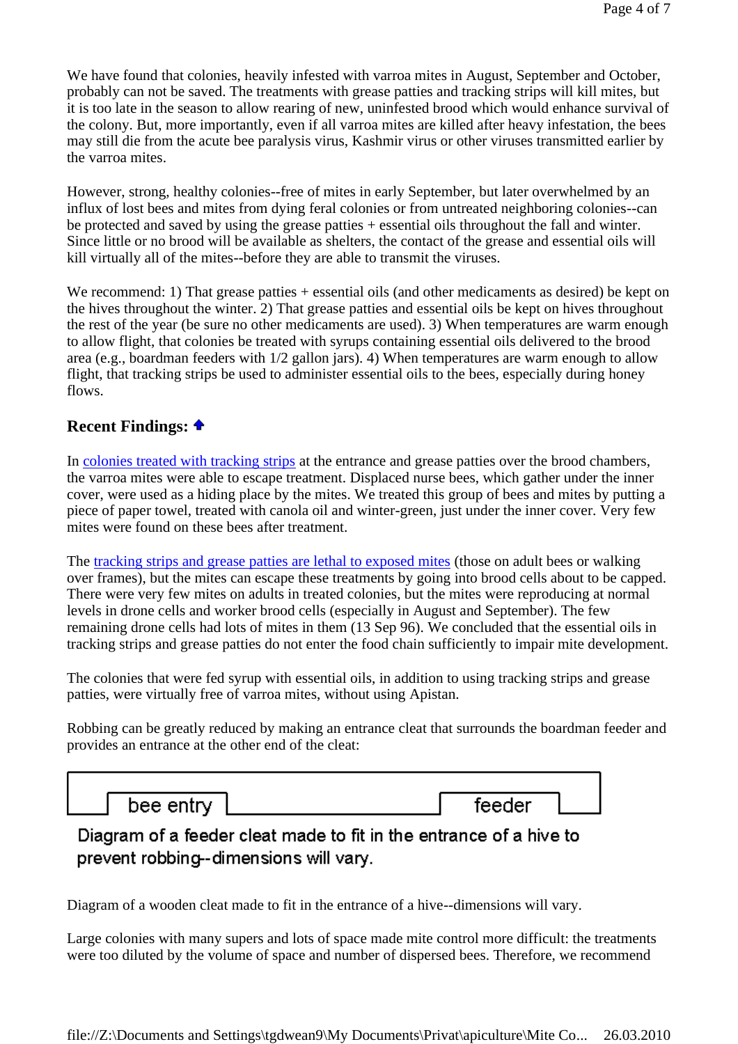We have found that colonies, heavily infested with varroa mites in August, September and October, probably can not be saved. The treatments with grease patties and tracking strips will kill mites, but it is too late in the season to allow rearing of new, uninfested brood which would enhance survival of the colony. But, more importantly, even if all varroa mites are killed after heavy infestation, the bees may still die from the acute bee paralysis virus, Kashmir virus or other viruses transmitted earlier by the varroa mites.

However, strong, healthy colonies--free of mites in early September, but later overwhelmed by an influx of lost bees and mites from dying feral colonies or from untreated neighboring colonies--can be protected and saved by using the grease patties + essential oils throughout the fall and winter. Since little or no brood will be available as shelters, the contact of the grease and essential oils will kill virtually all of the mites--before they are able to transmit the viruses.

We recommend: 1) That grease patties + essential oils (and other medicaments as desired) be kept on the hives throughout the winter. 2) That grease patties and essential oils be kept on hives throughout the rest of the year (be sure no other medicaments are used). 3) When temperatures are warm enough to allow flight, that colonies be treated with syrups containing essential oils delivered to the brood area (e.g., boardman feeders with 1/2 gallon jars). 4) When temperatures are warm enough to allow flight, that tracking strips be used to administer essential oils to the bees, especially during honey flows.

## Recent Findings:

In colonies treated with tracking strips at the entrance and grease patties over the brood chambers, the varroa mites were able to escape treatment. Displaced nurse bees, which gather under the inner cover, were used as a hiding place by the mites. We treated this group of bees and mites by putting a piece of paper towel, treated with canola oil and winter-green, just under the inner cover. Very few mites were found on these bees after treatment.

The tracking strips and grease patties are lethal to exposed mites (those on adult bees or walking over frames), but the mites can escape these treatments by going into brood cells about to be capped. There were very few mites on adults in treated colonies, but the mites were reproducing at normal levels in drone cells and worker brood cells (especially in August and September). The few remaining drone cells had lots of mites in them (13 Sep 96). We concluded that the essential oils in tracking strips and grease patties do not enter the food chain sufficiently to impair mite development.

The colonies that were fed syrup with essential oils, in addition to using tracking strips and grease patties, were virtually free of varroa mites, without using Apistan.

Robbing can be greatly reduced by making an entrance cleat that surrounds the boardman feeder and provides an entrance at the other end of the cleat:

bee entry | feeder

Diagram of a feeder cleat made to fit in the entrance of a hive to prevent robbing--dimensions will vary.

Diagram of a wooden cleat made to fit in the entrance of a hive--dimensions will vary.

Large colonies with many supers and lots of space made mite control more difficult: the treatments were too diluted by the volume of space and number of dispersed bees. Therefore, we recommend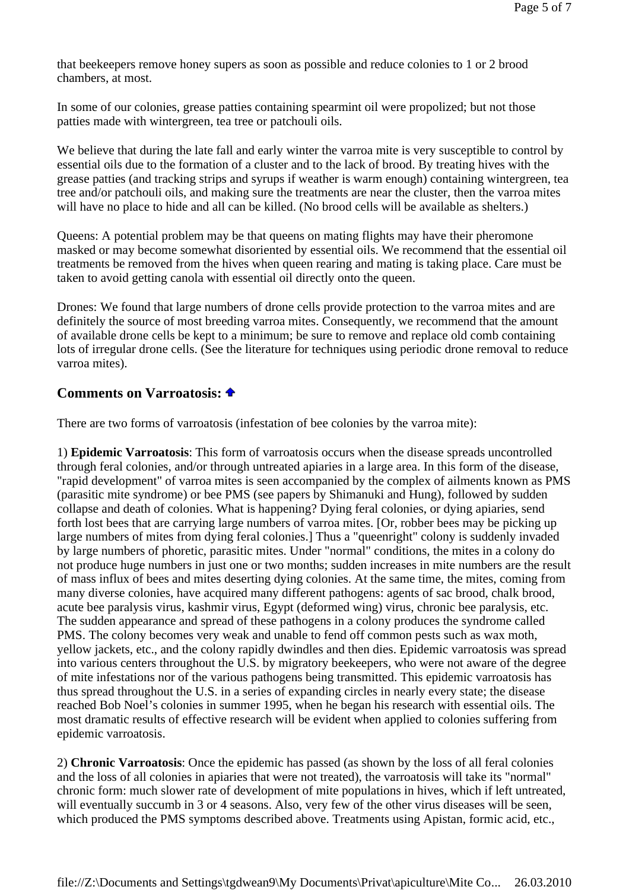that beekeepers remove honey supers as soon as possible and reduce colonies to 1 or 2 brood chambers, at most.

In some of our colonies, grease patties containing spearmint oil were propolized; but not those patties made with wintergreen, tea tree or patchouli oils.

We believe that during the late fall and early winter the varroa mite is very susceptible to control by essential oils due to the formation of a cluster and to the lack of brood. By treating hives with the grease patties (and tracking strips and syrups if weather is warm enough) containing wintergreen, tea tree and/or patchouli oils, and making sure the treatments are near the cluster, then the varroa mites will have no place to hide and all can be killed. (No brood cells will be available as shelters.)

Queens: A potential problem may be that queens on mating flights may have their pheromone masked or may become somewhat disoriented by essential oils. We recommend that the essential oil treatments be removed from the hives when queen rearing and mating is taking place. Care must be taken to avoid getting canola with essential oil directly onto the queen.

Drones: We found that large numbers of drone cells provide protection to the varroa mites and are definitely the source of most breeding varroa mites. Consequently, we recommend that the amount of available drone cells be kept to a minimum; be sure to remove and replace old comb containing lots of irregular drone cells. (See the literature for techniques using periodic drone removal to reduce varroa mites).

## Comments on Varroatosis:

There are two forms of varroatosis (infestation of bee colonies by the varroa mite):

1) **Epidemic Varroatosis**: This form of varroatosis occurs when the disease spreads uncontrolled through feral colonies, and/or through untreated apiaries in a large area. In this form of the disease, "rapid development" of varroa mites is seen accompanied by the complex of ailments known as PMS (parasitic mite syndrome) or bee PMS (see papers by Shimanuki and Hung), followed by sudden collapse and death of colonies. What is happening? Dying feral colonies, or dying apiaries, send forth lost bees that are carrying large numbers of varroa mites. [Or, robber bees may be picking up large numbers of mites from dying feral colonies.] Thus a "queenright" colony is suddenly invaded by large numbers of phoretic, parasitic mites. Under "normal" conditions, the mites in a colony do not produce huge numbers in just one or two months; sudden increases in mite numbers are the result of mass influx of bees and mites deserting dying colonies. At the same time, the mites, coming from many diverse colonies, have acquired many different pathogens: agents of sac brood, chalk brood, acute bee paralysis virus, kashmir virus, Egypt (deformed wing) virus, chronic bee paralysis, etc. The sudden appearance and spread of these pathogens in a colony produces the syndrome called PMS. The colony becomes very weak and unable to fend off common pests such as wax moth, yellow jackets, etc., and the colony rapidly dwindles and then dies. Epidemic varroatosis was spread into various centers throughout the U.S. by migratory beekeepers, who were not aware of the degree of mite infestations nor of the various pathogens being transmitted. This epidemic varroatosis has thus spread throughout the U.S. in a series of expanding circles in nearly every state; the disease reached Bob Noel's colonies in summer 1995, when he began his research with essential oils. The most dramatic results of effective research will be evident when applied to colonies suffering from epidemic varroatosis.

2) **Chronic Varroatosis**: Once the epidemic has passed (as shown by the loss of all feral colonies and the loss of all colonies in apiaries that were not treated), the varroatosis will take its "normal" chronic form: much slower rate of development of mite populations in hives, which if left untreated, will eventually succumb in 3 or 4 seasons. Also, very few of the other virus diseases will be seen, which produced the PMS symptoms described above. Treatments using Apistan, formic acid, etc.,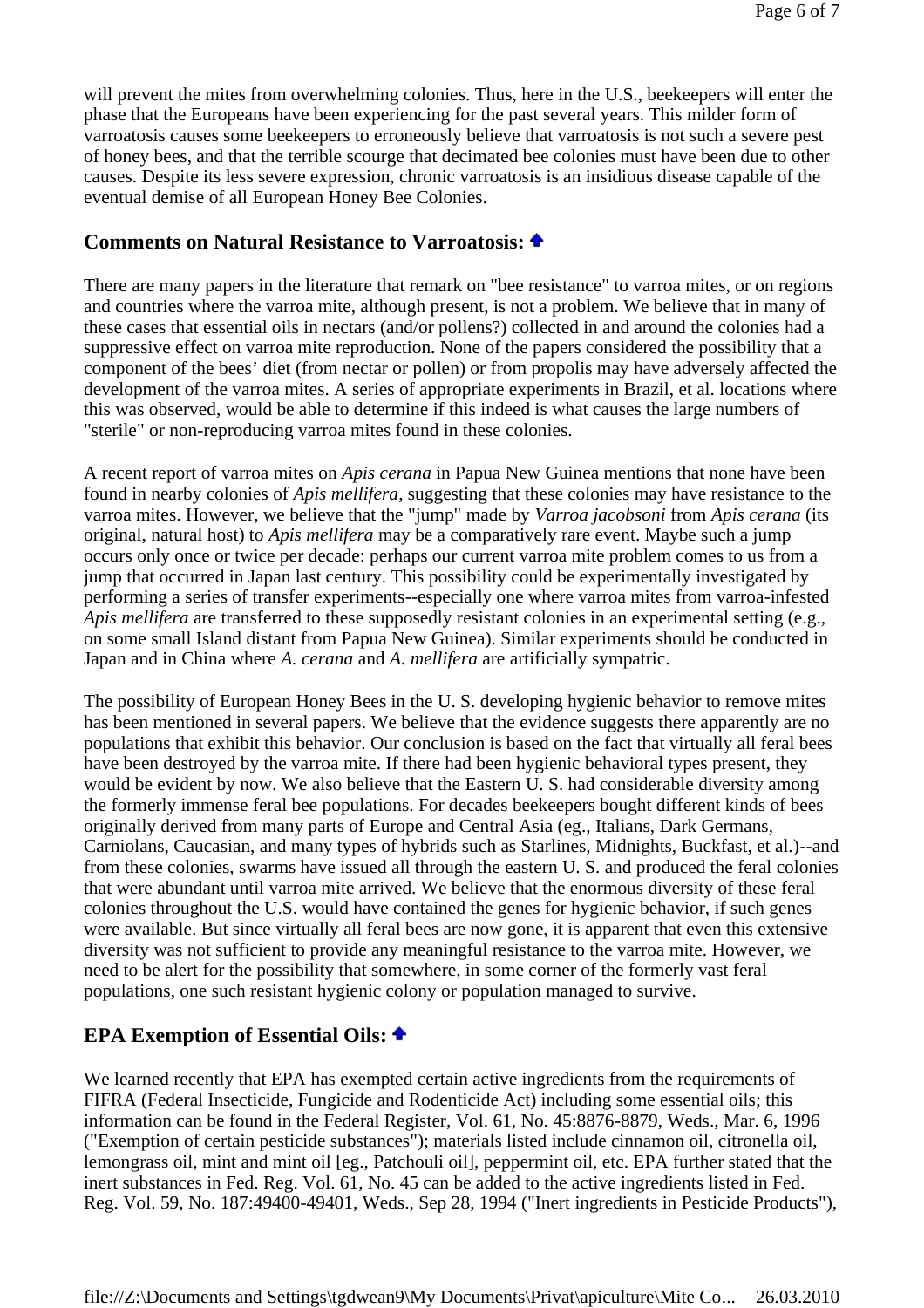will prevent the mites from overwhelming colonies. Thus, here in the U.S., beekeepers will enter the phase that the Europeans have been experiencing for the past several years. This milder form of varroatosis causes some beekeepers to erroneously believe that varroatosis is not such a severe pest of honey bees, and that the terrible scourge that decimated bee colonies must have been due to other causes. Despite its less severe expression, chronic varroatosis is an insidious disease capable of the eventual demise of all European Honey Bee Colonies.

## Comments on Natural Resistance to Varroatosis:

There are many papers in the literature that remark on "bee resistance" to varroa mites, or on regions and countries where the varroa mite, although present, is not a problem. We believe that in many of these cases that essential oils in nectars (and/or pollens?) collected in and around the colonies had a suppressive effect on varroa mite reproduction. None of the papers considered the possibility that a component of the bees' diet (from nectar or pollen) or from propolis may have adversely affected the development of the varroa mites. A series of appropriate experiments in Brazil, et al. locations where this was observed, would be able to determine if this indeed is what causes the large numbers of "sterile" or non-reproducing varroa mites found in these colonies.

A recent report of varroa mites on *Apis cerana* in Papua New Guinea mentions that none have been found in nearby colonies of *Apis mellifera*, suggesting that these colonies may have resistance to the varroa mites. However, we believe that the "jump" made by *Varroa jacobsoni* from *Apis cerana* (its original, natural host) to *Apis mellifera* may be a comparatively rare event. Maybe such a jump occurs only once or twice per decade: perhaps our current varroa mite problem comes to us from a jump that occurred in Japan last century. This possibility could be experimentally investigated by performing a series of transfer experiments--especially one where varroa mites from varroa-infested *Apis mellifera* are transferred to these supposedly resistant colonies in an experimental setting (e.g., on some small Island distant from Papua New Guinea). Similar experiments should be conducted in Japan and in China where *A. cerana* and *A. mellifera* are artificially sympatric.

The possibility of European Honey Bees in the U. S. developing hygienic behavior to remove mites has been mentioned in several papers. We believe that the evidence suggests there apparently are no populations that exhibit this behavior. Our conclusion is based on the fact that virtually all feral bees have been destroyed by the varroa mite. If there had been hygienic behavioral types present, they would be evident by now. We also believe that the Eastern U. S. had considerable diversity among the formerly immense feral bee populations. For decades beekeepers bought different kinds of bees originally derived from many parts of Europe and Central Asia (eg., Italians, Dark Germans, Carniolans, Caucasian, and many types of hybrids such as Starlines, Midnights, Buckfast, et al.)--and from these colonies, swarms have issued all through the eastern U. S. and produced the feral colonies that were abundant until varroa mite arrived. We believe that the enormous diversity of these feral colonies throughout the U.S. would have contained the genes for hygienic behavior, if such genes were available. But since virtually all feral bees are now gone, it is apparent that even this extensive diversity was not sufficient to provide any meaningful resistance to the varroa mite. However, we need to be alert for the possibility that somewhere, in some corner of the formerly vast feral populations, one such resistant hygienic colony or population managed to survive.

## EPA Exemption of Essential Oils:

We learned recently that EPA has exempted certain active ingredients from the requirements of FIFRA (Federal Insecticide, Fungicide and Rodenticide Act) including some essential oils; this information can be found in the Federal Register, Vol. 61, No. 45:8876-8879, Weds., Mar. 6, 1996 ("Exemption of certain pesticide substances"); materials listed include cinnamon oil, citronella oil, lemongrass oil, mint and mint oil [eg., Patchouli oil], peppermint oil, etc. EPA further stated that the inert substances in Fed. Reg. Vol. 61, No. 45 can be added to the active ingredients listed in Fed. Reg. Vol. 59, No. 187:49400-49401, Weds., Sep 28, 1994 ("Inert ingredients in Pesticide Products"),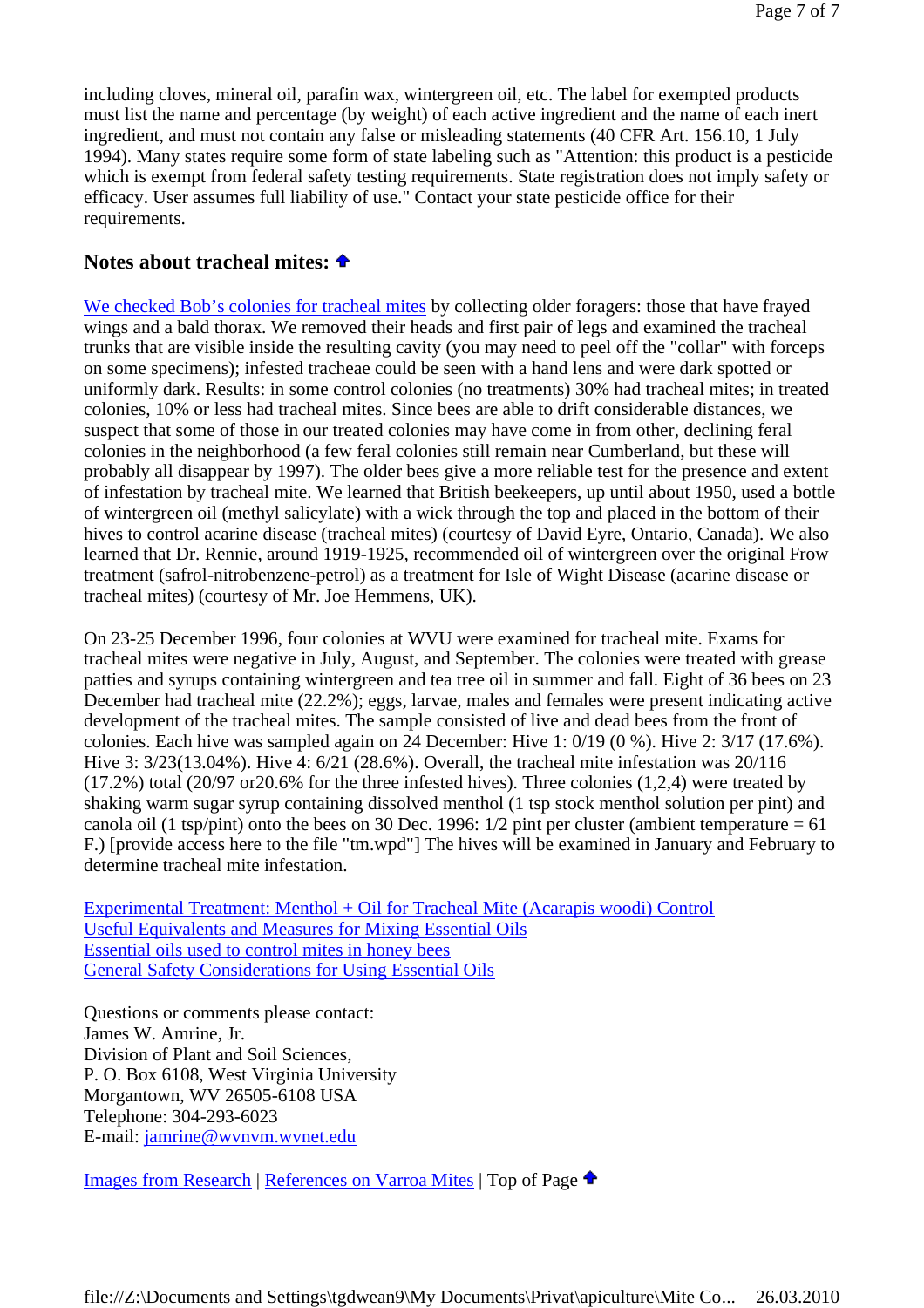including cloves, mineral oil, parafin wax, wintergreen oil, etc. The label for exempted products must list the name and percentage (by weight) of each active ingredient and the name of each inert ingredient, and must not contain any false or misleading statements (40 CFR Art. 156.10, 1 July 1994). Many states require some form of state labeling such as "Attention: this product is a pesticide which is exempt from federal safety testing requirements. State registration does not imply safety or efficacy. User assumes full liability of use." Contact your state pesticide office for their requirements.

## Notes about tracheal mites:

We checked Bob's colonies for tracheal mites by collecting older foragers: those that have frayed wings and a bald thorax. We removed their heads and first pair of legs and examined the tracheal trunks that are visible inside the resulting cavity (you may need to peel off the "collar" with forceps on some specimens); infested tracheae could be seen with a hand lens and were dark spotted or uniformly dark. Results: in some control colonies (no treatments) 30% had tracheal mites; in treated colonies, 10% or less had tracheal mites. Since bees are able to drift considerable distances, we suspect that some of those in our treated colonies may have come in from other, declining feral colonies in the neighborhood (a few feral colonies still remain near Cumberland, but these will probably all disappear by 1997). The older bees give a more reliable test for the presence and extent of infestation by tracheal mite. We learned that British beekeepers, up until about 1950, used a bottle of wintergreen oil (methyl salicylate) with a wick through the top and placed in the bottom of their hives to control acarine disease (tracheal mites) (courtesy of David Eyre, Ontario, Canada). We also learned that Dr. Rennie, around 1919-1925, recommended oil of wintergreen over the original Frow treatment (safrol-nitrobenzene-petrol) as a treatment for Isle of Wight Disease (acarine disease or tracheal mites) (courtesy of Mr. Joe Hemmens, UK).

On 23-25 December 1996, four colonies at WVU were examined for tracheal mite. Exams for tracheal mites were negative in July, August, and September. The colonies were treated with grease patties and syrups containing wintergreen and tea tree oil in summer and fall. Eight of 36 bees on 23 December had tracheal mite (22.2%); eggs, larvae, males and females were present indicating active development of the tracheal mites. The sample consisted of live and dead bees from the front of colonies. Each hive was sampled again on 24 December: Hive 1: 0/19 (0 %). Hive 2: 3/17 (17.6%). Hive 3: 3/23(13.04%). Hive 4: 6/21 (28.6%). Overall, the tracheal mite infestation was 20/116 (17.2%) total (20/97 or20.6% for the three infested hives). Three colonies (1,2,4) were treated by shaking warm sugar syrup containing dissolved menthol (1 tsp stock menthol solution per pint) and canola oil (1 tsp/pint) onto the bees on 30 Dec. 1996: 1/2 pint per cluster (ambient temperature = 61 F.) [provide access here to the file "tm.wpd"] The hives will be examined in January and February to determine tracheal mite infestation.

Experimental Treatment: Menthol + Oil for Tracheal Mite (Acarapis woodi) Control
Useful Equivalents and Measures for Mixing Essential Oils
Essential oils used to control mites in honey bees
General Safety Considerations for Using Essential Oils

Questions or comments please contact:
James W. Amrine, Jr.
Division of Plant and Soil Sciences,
P. O. Box 6108, West Virginia University
Morgantown, WV 26505-6108 USA
Telephone: 304-293-6023
E-mail: jamrine@wvnvm.wvnet.edu

Images from Research | References on Varroa Mites | Top of Page